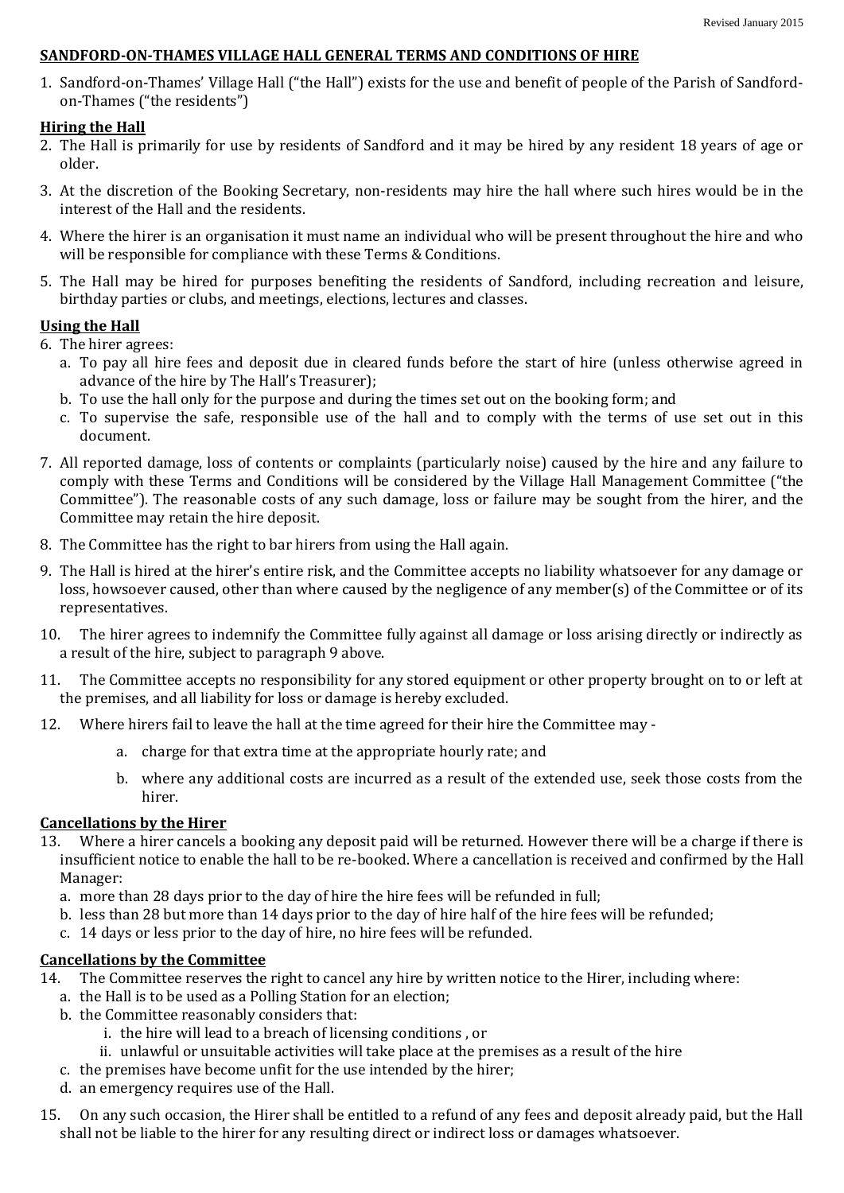## SANDFORD-ON-THAMES VILLAGE HALL GENERAL TERMS AND CONDITIONS OF HIRE

1. Sandford-on-Thames' Village Hall ("the Hall") exists for the use and benefit of people of the Parish of Sandford-on-Thames ("the residents")

### Hiring the Hall

2. The Hall is primarily for use by residents of Sandford and it may be hired by any resident 18 years of age or older.
3. At the discretion of the Booking Secretary, non-residents may hire the hall where such hires would be in the interest of the Hall and the residents.
4. Where the hirer is an organisation it must name an individual who will be present throughout the hire and who will be responsible for compliance with these Terms & Conditions.
5. The Hall may be hired for purposes benefiting the residents of Sandford, including recreation and leisure, birthday parties or clubs, and meetings, elections, lectures and classes.

### Using the Hall

6. The hirer agrees:
   a. To pay all hire fees and deposit due in cleared funds before the start of hire (unless otherwise agreed in advance of the hire by The Hall's Treasurer);
   b. To use the hall only for the purpose and during the times set out on the booking form; and
   c. To supervise the safe, responsible use of the hall and to comply with the terms of use set out in this document.
7. All reported damage, loss of contents or complaints (particularly noise) caused by the hire and any failure to comply with these Terms and Conditions will be considered by the Village Hall Management Committee ("the Committee"). The reasonable costs of any such damage, loss or failure may be sought from the hirer, and the Committee may retain the hire deposit.
8. The Committee has the right to bar hirers from using the Hall again.
9. The Hall is hired at the hirer's entire risk, and the Committee accepts no liability whatsoever for any damage or loss, howsoever caused, other than where caused by the negligence of any member(s) of the Committee or of its representatives.
10. The hirer agrees to indemnify the Committee fully against all damage or loss arising directly or indirectly as a result of the hire, subject to paragraph 9 above.
11. The Committee accepts no responsibility for any stored equipment or other property brought on to or left at the premises, and all liability for loss or damage is hereby excluded.
12. Where hirers fail to leave the hall at the time agreed for their hire the Committee may -
    a. charge for that extra time at the appropriate hourly rate; and
    b. where any additional costs are incurred as a result of the extended use, seek those costs from the hirer.

### Cancellations by the Hirer

13. Where a hirer cancels a booking any deposit paid will be returned. However there will be a charge if there is insufficient notice to enable the hall to be re-booked. Where a cancellation is received and confirmed by the Hall Manager:
    a. more than 28 days prior to the day of hire the hire fees will be refunded in full;
    b. less than 28 but more than 14 days prior to the day of hire half of the hire fees will be refunded;
    c. 14 days or less prior to the day of hire, no hire fees will be refunded.

### Cancellations by the Committee

14. The Committee reserves the right to cancel any hire by written notice to the Hirer, including where:
    a. the Hall is to be used as a Polling Station for an election;
    b. the Committee reasonably considers that:
       i. the hire will lead to a breach of licensing conditions , or
       ii. unlawful or unsuitable activities will take place at the premises as a result of the hire
    c. the premises have become unfit for the use intended by the hirer;
    d. an emergency requires use of the Hall.
15. On any such occasion, the Hirer shall be entitled to a refund of any fees and deposit already paid, but the Hall shall not be liable to the hirer for any resulting direct or indirect loss or damages whatsoever.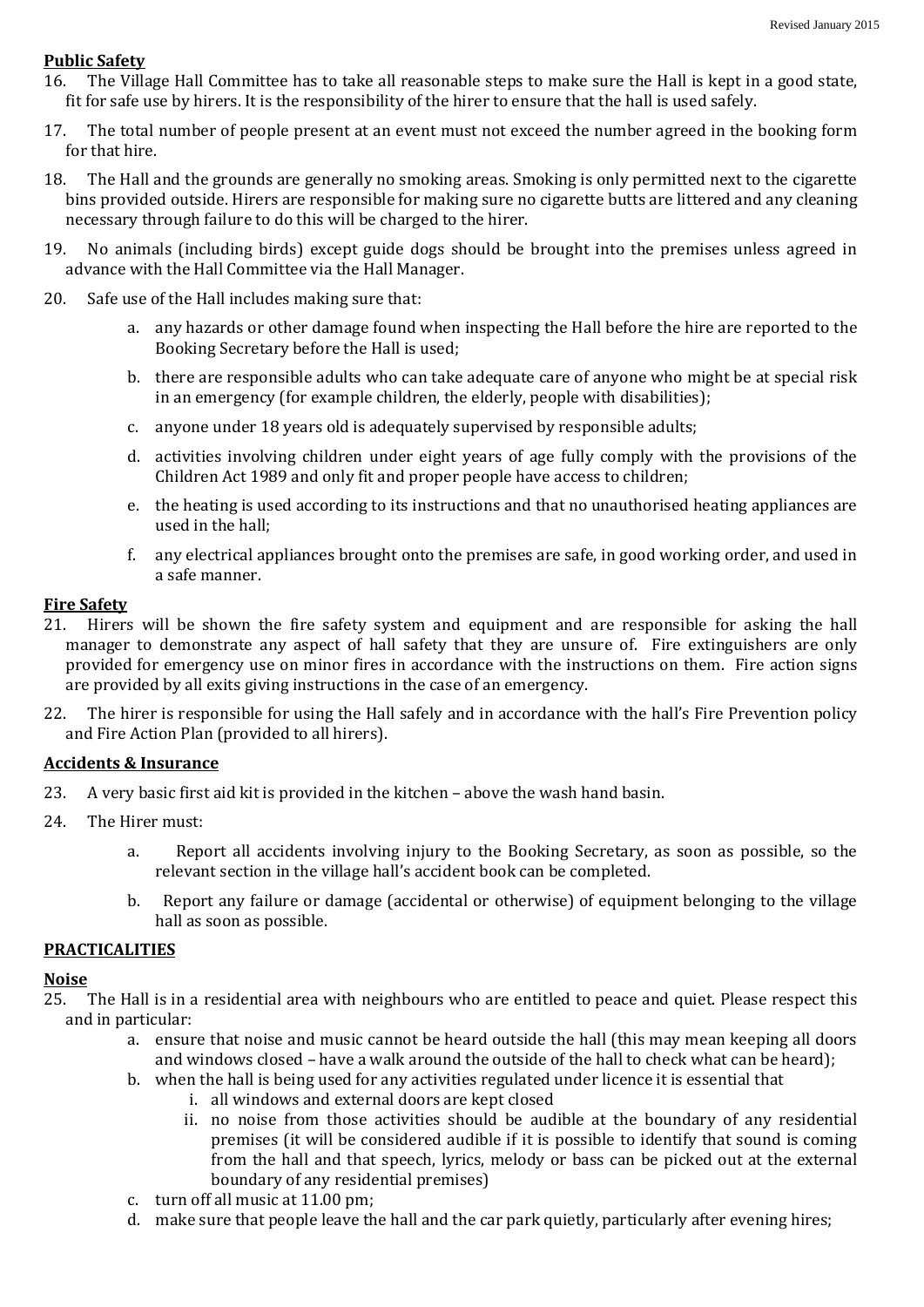**Public Safety**

16. The Village Hall Committee has to take all reasonable steps to make sure the Hall is kept in a good state, fit for safe use by hirers. It is the responsibility of the hirer to ensure that the hall is used safely.

17. The total number of people present at an event must not exceed the number agreed in the booking form for that hire.

18. The Hall and the grounds are generally no smoking areas. Smoking is only permitted next to the cigarette bins provided outside. Hirers are responsible for making sure no cigarette butts are littered and any cleaning necessary through failure to do this will be charged to the hirer.

19. No animals (including birds) except guide dogs should be brought into the premises unless agreed in advance with the Hall Committee via the Hall Manager.

20. Safe use of the Hall includes making sure that:

    a. any hazards or other damage found when inspecting the Hall before the hire are reported to the Booking Secretary before the Hall is used;

    b. there are responsible adults who can take adequate care of anyone who might be at special risk in an emergency (for example children, the elderly, people with disabilities);

    c. anyone under 18 years old is adequately supervised by responsible adults;

    d. activities involving children under eight years of age fully comply with the provisions of the Children Act 1989 and only fit and proper people have access to children;

    e. the heating is used according to its instructions and that no unauthorised heating appliances are used in the hall;

    f. any electrical appliances brought onto the premises are safe, in good working order, and used in a safe manner.

**Fire Safety**

21. Hirers will be shown the fire safety system and equipment and are responsible for asking the hall manager to demonstrate any aspect of hall safety that they are unsure of. Fire extinguishers are only provided for emergency use on minor fires in accordance with the instructions on them. Fire action signs are provided by all exits giving instructions in the case of an emergency.

22. The hirer is responsible for using the Hall safely and in accordance with the hall's Fire Prevention policy and Fire Action Plan (provided to all hirers).

**Accidents & Insurance**

23. A very basic first aid kit is provided in the kitchen – above the wash hand basin.

24. The Hirer must:

    a. Report all accidents involving injury to the Booking Secretary, as soon as possible, so the relevant section in the village hall's accident book can be completed.

    b. Report any failure or damage (accidental or otherwise) of equipment belonging to the village hall as soon as possible.

**PRACTICALITIES**

**Noise**

25. The Hall is in a residential area with neighbours who are entitled to peace and quiet. Please respect this and in particular:

    a. ensure that noise and music cannot be heard outside the hall (this may mean keeping all doors and windows closed – have a walk around the outside of the hall to check what can be heard);
    b. when the hall is being used for any activities regulated under licence it is essential that
        i. all windows and external doors are kept closed
        ii. no noise from those activities should be audible at the boundary of any residential premises (it will be considered audible if it is possible to identify that sound is coming from the hall and that speech, lyrics, melody or bass can be picked out at the external boundary of any residential premises)
    c. turn off all music at 11.00 pm;
    d. make sure that people leave the hall and the car park quietly, particularly after evening hires;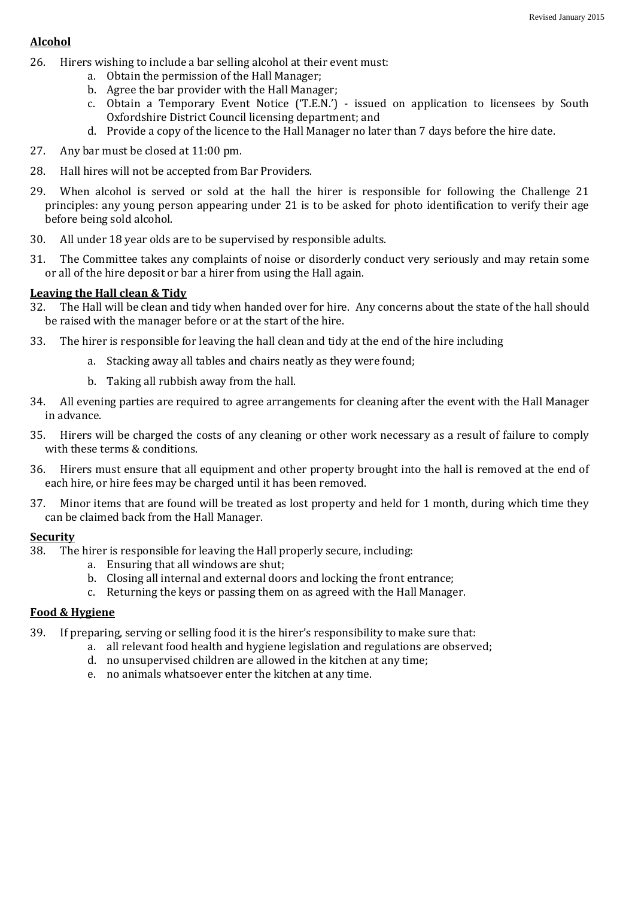**Alcohol**

26. Hirers wishing to include a bar selling alcohol at their event must:
    a. Obtain the permission of the Hall Manager;
    b. Agree the bar provider with the Hall Manager;
    c. Obtain a Temporary Event Notice ('T.E.N.') - issued on application to licensees by South Oxfordshire District Council licensing department; and
    d. Provide a copy of the licence to the Hall Manager no later than 7 days before the hire date.

27. Any bar must be closed at 11:00 pm.

28. Hall hires will not be accepted from Bar Providers.

29. When alcohol is served or sold at the hall the hirer is responsible for following the Challenge 21 principles: any young person appearing under 21 is to be asked for photo identification to verify their age before being sold alcohol.

30. All under 18 year olds are to be supervised by responsible adults.

31. The Committee takes any complaints of noise or disorderly conduct very seriously and may retain some or all of the hire deposit or bar a hirer from using the Hall again.

**Leaving the Hall clean & Tidy**

32. The Hall will be clean and tidy when handed over for hire. Any concerns about the state of the hall should be raised with the manager before or at the start of the hire.

33. The hirer is responsible for leaving the hall clean and tidy at the end of the hire including
    a. Stacking away all tables and chairs neatly as they were found;
    b. Taking all rubbish away from the hall.

34. All evening parties are required to agree arrangements for cleaning after the event with the Hall Manager in advance.

35. Hirers will be charged the costs of any cleaning or other work necessary as a result of failure to comply with these terms & conditions.

36. Hirers must ensure that all equipment and other property brought into the hall is removed at the end of each hire, or hire fees may be charged until it has been removed.

37. Minor items that are found will be treated as lost property and held for 1 month, during which time they can be claimed back from the Hall Manager.

**Security**

38. The hirer is responsible for leaving the Hall properly secure, including:
    a. Ensuring that all windows are shut;
    b. Closing all internal and external doors and locking the front entrance;
    c. Returning the keys or passing them on as agreed with the Hall Manager.

**Food & Hygiene**

39. If preparing, serving or selling food it is the hirer's responsibility to make sure that:
    a. all relevant food health and hygiene legislation and regulations are observed;
    d. no unsupervised children are allowed in the kitchen at any time;
    e. no animals whatsoever enter the kitchen at any time.